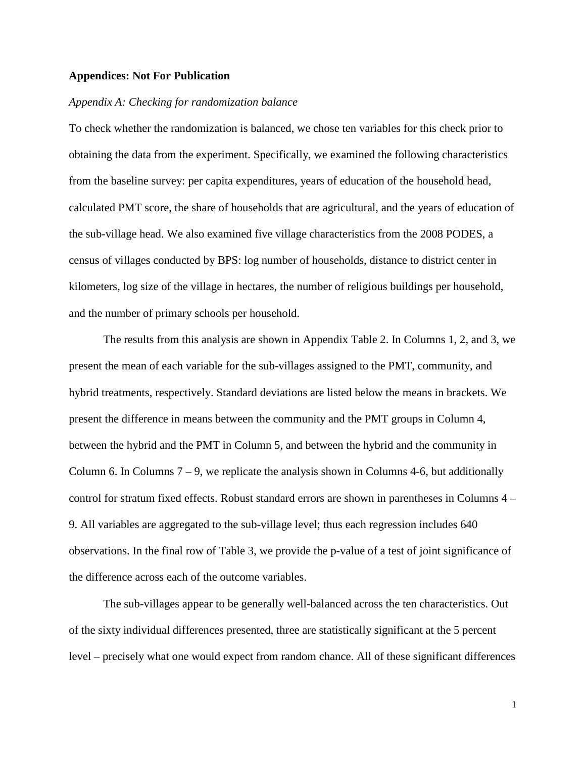**Appendices: Not For Publication**

*Appendix A: Checking for randomization balance*

To check whether the randomization is balanced, we chose ten variables for this check prior to obtaining the data from the experiment. Specifically, we examined the following characteristics from the baseline survey: per capita expenditures, years of education of the household head, calculated PMT score, the share of households that are agricultural, and the years of education of the sub-village head. We also examined five village characteristics from the 2008 PODES, a census of villages conducted by BPS: log number of households, distance to district center in kilometers, log size of the village in hectares, the number of religious buildings per household, and the number of primary schools per household.

The results from this analysis are shown in Appendix Table 2. In Columns 1, 2, and 3, we present the mean of each variable for the sub-villages assigned to the PMT, community, and hybrid treatments, respectively. Standard deviations are listed below the means in brackets. We present the difference in means between the community and the PMT groups in Column 4, between the hybrid and the PMT in Column 5, and between the hybrid and the community in Column 6. In Columns 7 – 9, we replicate the analysis shown in Columns 4-6, but additionally control for stratum fixed effects. Robust standard errors are shown in parentheses in Columns 4 – 9. All variables are aggregated to the sub-village level; thus each regression includes 640 observations. In the final row of Table 3, we provide the p-value of a test of joint significance of the difference across each of the outcome variables.

The sub-villages appear to be generally well-balanced across the ten characteristics. Out of the sixty individual differences presented, three are statistically significant at the 5 percent level – precisely what one would expect from random chance. All of these significant differences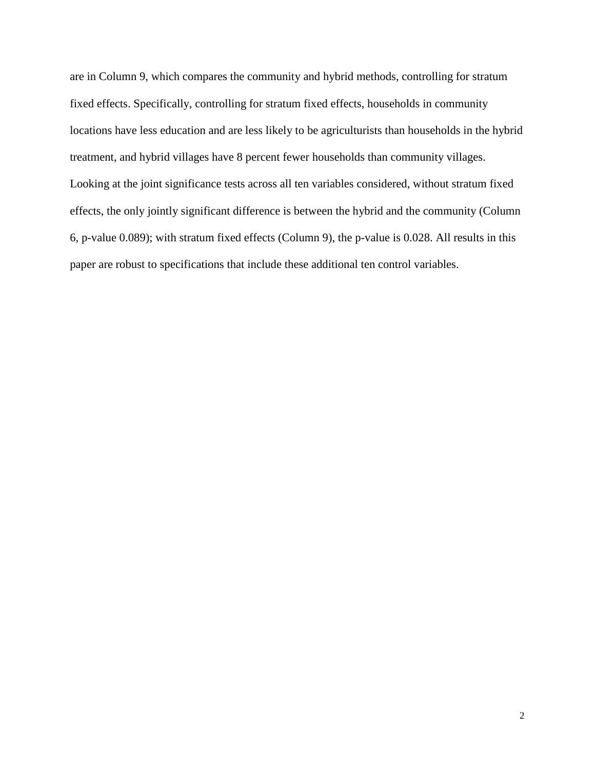are in Column 9, which compares the community and hybrid methods, controlling for stratum fixed effects. Specifically, controlling for stratum fixed effects, households in community locations have less education and are less likely to be agriculturists than households in the hybrid treatment, and hybrid villages have 8 percent fewer households than community villages. Looking at the joint significance tests across all ten variables considered, without stratum fixed effects, the only jointly significant difference is between the hybrid and the community (Column 6, p-value 0.089); with stratum fixed effects (Column 9), the p-value is 0.028. All results in this paper are robust to specifications that include these additional ten control variables.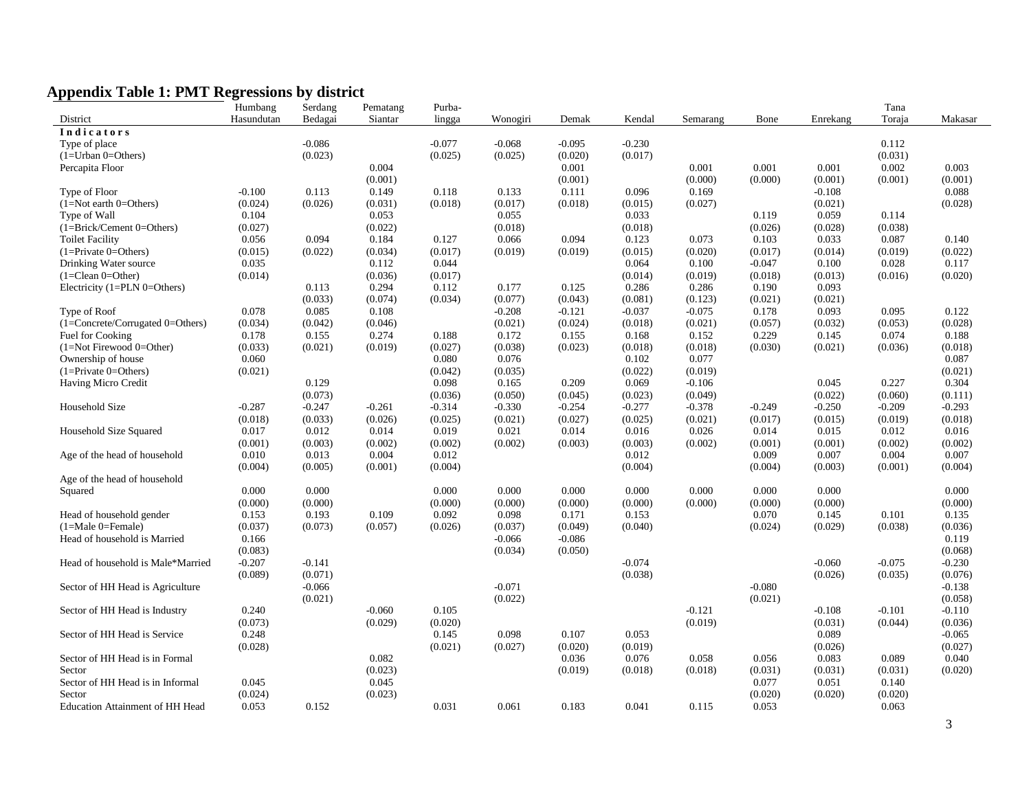## Appendix Table 1: PMT Regressions by district

| District | Humbang Hasundutan | Serdang Bedagai | Pematang Siantar | Purba-lingga | Wonogiri | Demak | Kendal | Semarang | Bone | Enrekang | Tana Toraja | Makasar |
|---|---|---|---|---|---|---|---|---|---|---|---|---|
| **I n d i c a t o r s** | | | | | | | | | | | | |
| Type of place | | -0.086 | | -0.077 | -0.068 | -0.095 | -0.230 | | | | 0.112 | |
| (1=Urban 0=Others) | | (0.023) | | (0.025) | (0.025) | (0.020) | (0.017) | | | | (0.031) | |
| Percapita Floor | | | 0.004 | | | 0.001 | | 0.001 | 0.001 | 0.001 | 0.002 | 0.003 |
| | | | (0.001) | | | (0.001) | | (0.000) | (0.000) | (0.001) | (0.001) | (0.001) |
| Type of Floor | -0.100 | 0.113 | 0.149 | 0.118 | 0.133 | 0.111 | 0.096 | 0.169 | | -0.108 | | 0.088 |
| (1=Not earth 0=Others) | (0.024) | (0.026) | (0.031) | (0.018) | (0.017) | (0.018) | (0.015) | (0.027) | | (0.021) | | (0.028) |
| Type of Wall | 0.104 | | 0.053 | | 0.055 | | 0.033 | | 0.119 | 0.059 | 0.114 | |
| (1=Brick/Cement 0=Others) | (0.027) | | (0.022) | | (0.018) | | (0.018) | | (0.026) | (0.028) | (0.038) | |
| Toilet Facility | 0.056 | 0.094 | 0.184 | 0.127 | 0.066 | 0.094 | 0.123 | 0.073 | 0.103 | 0.033 | 0.087 | 0.140 |
| (1=Private 0=Others) | (0.015) | (0.022) | (0.034) | (0.017) | (0.019) | (0.019) | (0.015) | (0.020) | (0.017) | (0.014) | (0.019) | (0.022) |
| Drinking Water source | 0.035 | | 0.112 | 0.044 | | | 0.064 | 0.100 | -0.047 | 0.100 | 0.028 | 0.117 |
| (1=Clean 0=Other) | (0.014) | | (0.036) | (0.017) | | | (0.014) | (0.019) | (0.018) | (0.013) | (0.016) | (0.020) |
| Electricity (1=PLN 0=Others) | | 0.113 | 0.294 | 0.112 | 0.177 | 0.125 | 0.286 | 0.286 | 0.190 | 0.093 | | |
| | | (0.033) | (0.074) | (0.034) | (0.077) | (0.043) | (0.081) | (0.123) | (0.021) | (0.021) | | |
| Type of Roof | 0.078 | 0.085 | 0.108 | | -0.208 | -0.121 | -0.037 | -0.075 | 0.178 | 0.093 | 0.095 | 0.122 |
| (1=Concrete/Corrugated 0=Others) | (0.034) | (0.042) | (0.046) | | (0.021) | (0.024) | (0.018) | (0.021) | (0.057) | (0.032) | (0.053) | (0.028) |
| Fuel for Cooking | 0.178 | 0.155 | 0.274 | 0.188 | 0.172 | 0.155 | 0.168 | 0.152 | 0.229 | 0.145 | 0.074 | 0.188 |
| (1=Not Firewood 0=Other) | (0.033) | (0.021) | (0.019) | (0.027) | (0.038) | (0.023) | (0.018) | (0.018) | (0.030) | (0.021) | (0.036) | (0.018) |
| Ownership of house | 0.060 | | | 0.080 | 0.076 | | 0.102 | 0.077 | | | | 0.087 |
| (1=Private 0=Others) | (0.021) | | | (0.042) | (0.035) | | (0.022) | (0.019) | | | | (0.021) |
| Having Micro Credit | | 0.129 | | 0.098 | 0.165 | 0.209 | 0.069 | -0.106 | | 0.045 | 0.227 | 0.304 |
| | | (0.073) | | (0.036) | (0.050) | (0.045) | (0.023) | (0.049) | | (0.022) | (0.060) | (0.111) |
| Household Size | -0.287 | -0.247 | -0.261 | -0.314 | -0.330 | -0.254 | -0.277 | -0.378 | -0.249 | -0.250 | -0.209 | -0.293 |
| | (0.018) | (0.033) | (0.026) | (0.025) | (0.021) | (0.027) | (0.025) | (0.021) | (0.017) | (0.015) | (0.019) | (0.018) |
| Household Size Squared | 0.017 | 0.012 | 0.014 | 0.019 | 0.021 | 0.014 | 0.016 | 0.026 | 0.014 | 0.015 | 0.012 | 0.016 |
| | (0.001) | (0.003) | (0.002) | (0.002) | (0.002) | (0.003) | (0.003) | (0.002) | (0.001) | (0.001) | (0.002) | (0.002) |
| Age of the head of household | 0.010 | 0.013 | 0.004 | 0.012 | | | 0.012 | | 0.009 | 0.007 | 0.004 | 0.007 |
| | (0.004) | (0.005) | (0.001) | (0.004) | | | (0.004) | | (0.004) | (0.003) | (0.001) | (0.004) |
| Age of the head of household Squared | 0.000 | 0.000 | | 0.000 | 0.000 | 0.000 | 0.000 | 0.000 | 0.000 | 0.000 | | 0.000 |
| | (0.000) | (0.000) | | (0.000) | (0.000) | (0.000) | (0.000) | (0.000) | (0.000) | (0.000) | | (0.000) |
| Head of household gender | 0.153 | 0.193 | 0.109 | 0.092 | 0.098 | 0.171 | 0.153 | | 0.070 | 0.145 | 0.101 | 0.135 |
| (1=Male 0=Female) | (0.037) | (0.073) | (0.057) | (0.026) | (0.037) | (0.049) | (0.040) | | (0.024) | (0.029) | (0.038) | (0.036) |
| Head of household is Married | 0.166 | | | | -0.066 | -0.086 | | | | | | 0.119 |
| | (0.083) | | | | (0.034) | (0.050) | | | | | | (0.068) |
| Head of household is Male*Married | -0.207 | -0.141 | | | | | -0.074 | | | -0.060 | -0.075 | -0.230 |
| | (0.089) | (0.071) | | | | | (0.038) | | | (0.026) | (0.035) | (0.076) |
| Sector of HH Head is Agriculture | | -0.066 | | | -0.071 | | | | -0.080 | | | -0.138 |
| | | (0.021) | | | (0.022) | | | | (0.021) | | | (0.058) |
| Sector of HH Head is Industry | 0.240 | | -0.060 | 0.105 | | | | -0.121 | | -0.108 | -0.101 | -0.110 |
| | (0.073) | | (0.029) | (0.020) | | | | (0.019) | | (0.031) | (0.044) | (0.036) |
| Sector of HH Head is Service | 0.248 | | | 0.145 | 0.098 | 0.107 | 0.053 | | | 0.089 | | -0.065 |
| | (0.028) | | | (0.021) | (0.027) | (0.020) | (0.019) | | | (0.026) | | (0.027) |
| Sector of HH Head is in Formal Sector | | | 0.082 | | | 0.036 | 0.076 | 0.058 | 0.056 | 0.083 | 0.089 | 0.040 |
| | | | (0.023) | | | (0.019) | (0.018) | (0.018) | (0.031) | (0.031) | (0.031) | (0.020) |
| Sector of HH Head is in Informal Sector | 0.045 | | 0.045 | | | | | | 0.077 | 0.051 | 0.140 | |
| | (0.024) | | (0.023) | | | | | | (0.020) | (0.020) | (0.020) | |
| Education Attainment of HH Head | 0.053 | 0.152 | | 0.031 | 0.061 | 0.183 | 0.041 | 0.115 | 0.053 | | 0.063 | |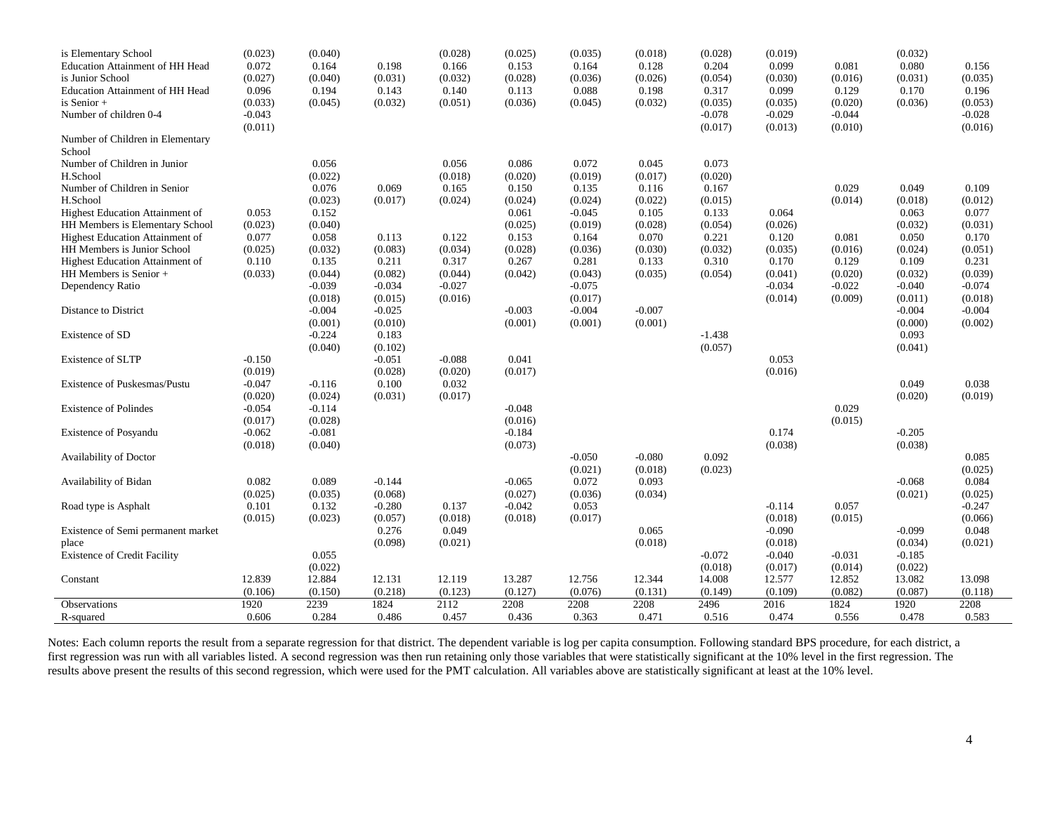| | | | | | | | | | | | | |
|---|---|---|---|---|---|---|---|---|---|---|---|---|
| is Elementary School | (0.023) | (0.040) | | (0.028) | (0.025) | (0.035) | (0.018) | (0.028) | (0.019) | | (0.032) | |
| Education Attainment of HH Head | 0.072 | 0.164 | 0.198 | 0.166 | 0.153 | 0.164 | 0.128 | 0.204 | 0.099 | 0.081 | 0.080 | 0.156 |
| is Junior School | (0.027) | (0.040) | (0.031) | (0.032) | (0.028) | (0.036) | (0.026) | (0.054) | (0.030) | (0.016) | (0.031) | (0.035) |
| Education Attainment of HH Head | 0.096 | 0.194 | 0.143 | 0.140 | 0.113 | 0.088 | 0.198 | 0.317 | 0.099 | 0.129 | 0.170 | 0.196 |
| is Senior + | (0.033) | (0.045) | (0.032) | (0.051) | (0.036) | (0.045) | (0.032) | (0.035) | (0.035) | (0.020) | (0.036) | (0.053) |
| Number of children 0-4 | -0.043 | | | | | | | -0.078 | -0.029 | -0.044 | | -0.028 |
| | (0.011) | | | | | | | (0.017) | (0.013) | (0.010) | | (0.016) |
| Number of Children in Elementary School | | | | | | | | | | | | |
| Number of Children in Junior | | 0.056 | | 0.056 | 0.086 | 0.072 | 0.045 | 0.073 | | | | |
| H.School | | (0.022) | | (0.018) | (0.020) | (0.019) | (0.017) | (0.020) | | | | |
| Number of Children in Senior | | 0.076 | 0.069 | 0.165 | 0.150 | 0.135 | 0.116 | 0.167 | | 0.029 | 0.049 | 0.109 |
| H.School | | (0.023) | (0.017) | (0.024) | (0.024) | (0.024) | (0.022) | (0.015) | | (0.014) | (0.018) | (0.012) |
| Highest Education Attainment of | 0.053 | 0.152 | | | 0.061 | -0.045 | 0.105 | 0.133 | 0.064 | | 0.063 | 0.077 |
| HH Members is Elementary School | (0.023) | (0.040) | | | (0.025) | (0.019) | (0.028) | (0.054) | (0.026) | | (0.032) | (0.031) |
| Highest Education Attainment of | 0.077 | 0.058 | 0.113 | 0.122 | 0.153 | 0.164 | 0.070 | 0.221 | 0.120 | 0.081 | 0.050 | 0.170 |
| HH Members is Junior School | (0.025) | (0.032) | (0.083) | (0.034) | (0.028) | (0.036) | (0.030) | (0.032) | (0.035) | (0.016) | (0.024) | (0.051) |
| Highest Education Attainment of | 0.110 | 0.135 | 0.211 | 0.317 | 0.267 | 0.281 | 0.133 | 0.310 | 0.170 | 0.129 | 0.109 | 0.231 |
| HH Members is Senior + | (0.033) | (0.044) | (0.082) | (0.044) | (0.042) | (0.043) | (0.035) | (0.054) | (0.041) | (0.020) | (0.032) | (0.039) |
| Dependency Ratio | | -0.039 | -0.034 | -0.027 | | -0.075 | | | -0.034 | -0.022 | -0.040 | -0.074 |
| | | (0.018) | (0.015) | (0.016) | | (0.017) | | | (0.014) | (0.009) | (0.011) | (0.018) |
| Distance to District | | -0.004 | -0.025 | | -0.003 | -0.004 | -0.007 | | | | -0.004 | -0.004 |
| | | (0.001) | (0.010) | | (0.001) | (0.001) | (0.001) | | | | (0.000) | (0.002) |
| Existence of SD | | -0.224 | 0.183 | | | | | -1.438 | | | 0.093 | |
| | | (0.040) | (0.102) | | | | | (0.057) | | | (0.041) | |
| Existence of SLTP | -0.150 | | -0.051 | -0.088 | 0.041 | | | | 0.053 | | | |
| | (0.019) | | (0.028) | (0.020) | (0.017) | | | | (0.016) | | | |
| Existence of Puskesmas/Pustu | -0.047 | -0.116 | 0.100 | 0.032 | | | | | | | 0.049 | 0.038 |
| | (0.020) | (0.024) | (0.031) | (0.017) | | | | | | | (0.020) | (0.019) |
| Existence of Polindes | -0.054 | -0.114 | | | -0.048 | | | | | 0.029 | | |
| | (0.017) | (0.028) | | | (0.016) | | | | | (0.015) | | |
| Existence of Posyandu | -0.062 | -0.081 | | | -0.184 | | | | 0.174 | | -0.205 | |
| | (0.018) | (0.040) | | | (0.073) | | | | (0.038) | | (0.038) | |
| Availability of Doctor | | | | | | -0.050 | -0.080 | 0.092 | | | | 0.085 |
| | | | | | | (0.021) | (0.018) | (0.023) | | | | (0.025) |
| Availability of Bidan | 0.082 | 0.089 | -0.144 | | -0.065 | 0.072 | 0.093 | | | | -0.068 | 0.084 |
| | (0.025) | (0.035) | (0.068) | | (0.027) | (0.036) | (0.034) | | | | (0.021) | (0.025) |
| Road type is Asphalt | 0.101 | 0.132 | -0.280 | 0.137 | -0.042 | 0.053 | | | -0.114 | 0.057 | | -0.247 |
| | (0.015) | (0.023) | (0.057) | (0.018) | (0.018) | (0.017) | | | (0.018) | (0.015) | | (0.066) |
| Existence of Semi permanent market | | | 0.276 | 0.049 | | | 0.065 | | -0.090 | | -0.099 | 0.048 |
| place | | | (0.098) | (0.021) | | | (0.018) | | (0.018) | | (0.034) | (0.021) |
| Existence of Credit Facility | | 0.055 | | | | | | -0.072 | -0.040 | -0.031 | -0.185 | |
| | | (0.022) | | | | | | (0.018) | (0.017) | (0.014) | (0.022) | |
| Constant | 12.839 | 12.884 | 12.131 | 12.119 | 13.287 | 12.756 | 12.344 | 14.008 | 12.577 | 12.852 | 13.082 | 13.098 |
| | (0.106) | (0.150) | (0.218) | (0.123) | (0.127) | (0.076) | (0.131) | (0.149) | (0.109) | (0.082) | (0.087) | (0.118) |
| Observations | 1920 | 2239 | 1824 | 2112 | 2208 | 2208 | 2208 | 2496 | 2016 | 1824 | 1920 | 2208 |
| R-squared | 0.606 | 0.284 | 0.486 | 0.457 | 0.436 | 0.363 | 0.471 | 0.516 | 0.474 | 0.556 | 0.478 | 0.583 |

Notes: Each column reports the result from a separate regression for that district. The dependent variable is log per capita consumption. Following standard BPS procedure, for each district, a first regression was run with all variables listed. A second regression was then run retaining only those variables that were statistically significant at the 10% level in the first regression. The results above present the results of this second regression, which were used for the PMT calculation. All variables above are statistically significant at least at the 10% level.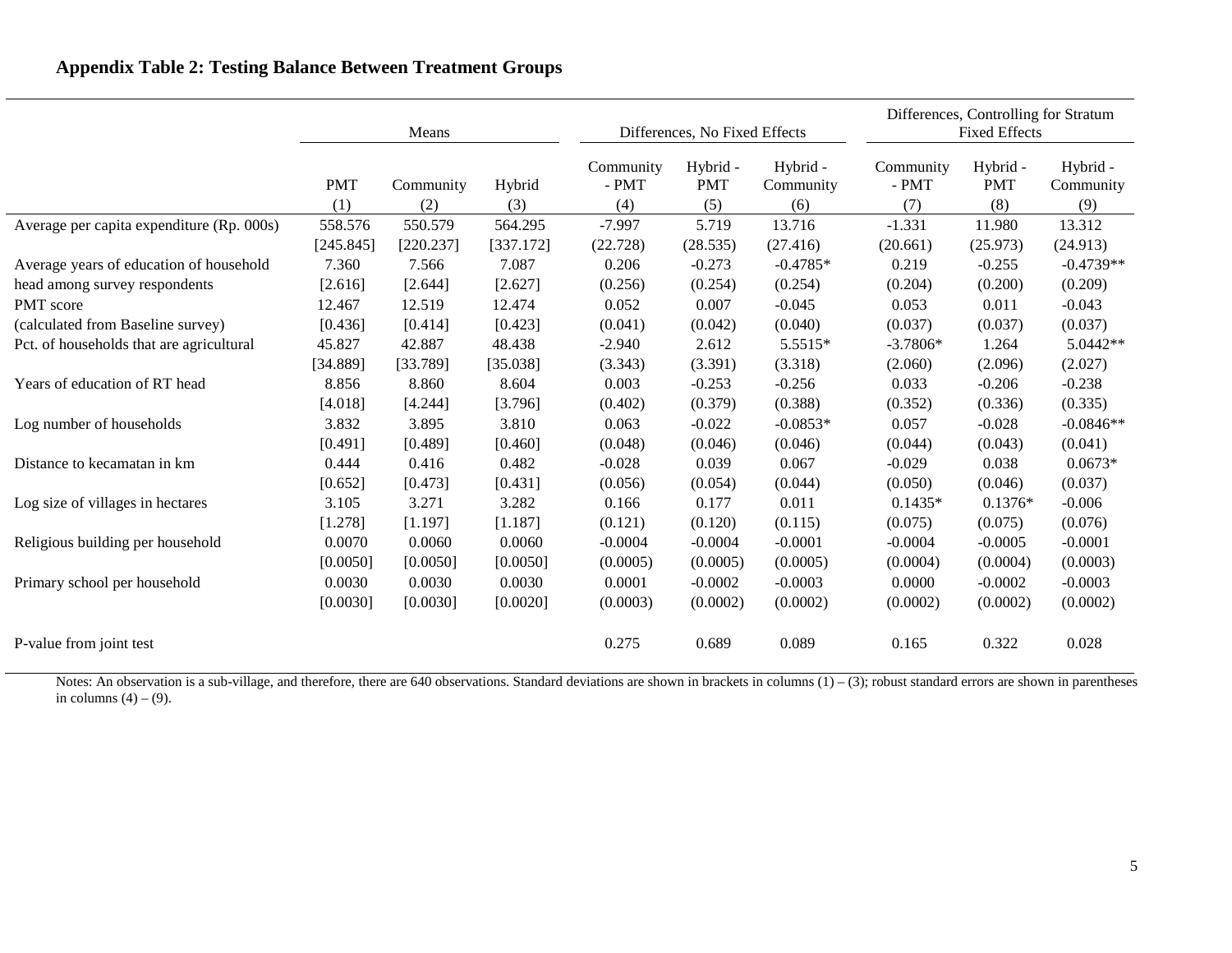## Appendix Table 2: Testing Balance Between Treatment Groups

| | Means | | | Differences, No Fixed Effects | | | Differences, Controlling for Stratum Fixed Effects | | |
|---|---|---|---|---|---|---|---|---|---|
| | PMT | Community | Hybrid | Community - PMT | Hybrid - PMT | Hybrid - Community | Community - PMT | Hybrid - PMT | Hybrid - Community |
| | (1) | (2) | (3) | (4) | (5) | (6) | (7) | (8) | (9) |
| Average per capita expenditure (Rp. 000s) | 558.576 | 550.579 | 564.295 | -7.997 | 5.719 | 13.716 | -1.331 | 11.980 | 13.312 |
| | [245.845] | [220.237] | [337.172] | (22.728) | (28.535) | (27.416) | (20.661) | (25.973) | (24.913) |
| Average years of education of household | 7.360 | 7.566 | 7.087 | 0.206 | -0.273 | -0.4785* | 0.219 | -0.255 | -0.4739** |
| head among survey respondents | [2.616] | [2.644] | [2.627] | (0.256) | (0.254) | (0.254) | (0.204) | (0.200) | (0.209) |
| PMT score | 12.467 | 12.519 | 12.474 | 0.052 | 0.007 | -0.045 | 0.053 | 0.011 | -0.043 |
| (calculated from Baseline survey) | [0.436] | [0.414] | [0.423] | (0.041) | (0.042) | (0.040) | (0.037) | (0.037) | (0.037) |
| Pct. of households that are agricultural | 45.827 | 42.887 | 48.438 | -2.940 | 2.612 | 5.5515* | -3.7806* | 1.264 | 5.0442** |
| | [34.889] | [33.789] | [35.038] | (3.343) | (3.391) | (3.318) | (2.060) | (2.096) | (2.027) |
| Years of education of RT head | 8.856 | 8.860 | 8.604 | 0.003 | -0.253 | -0.256 | 0.033 | -0.206 | -0.238 |
| | [4.018] | [4.244] | [3.796] | (0.402) | (0.379) | (0.388) | (0.352) | (0.336) | (0.335) |
| Log number of households | 3.832 | 3.895 | 3.810 | 0.063 | -0.022 | -0.0853* | 0.057 | -0.028 | -0.0846** |
| | [0.491] | [0.489] | [0.460] | (0.048) | (0.046) | (0.046) | (0.044) | (0.043) | (0.041) |
| Distance to kecamatan in km | 0.444 | 0.416 | 0.482 | -0.028 | 0.039 | 0.067 | -0.029 | 0.038 | 0.0673* |
| | [0.652] | [0.473] | [0.431] | (0.056) | (0.054) | (0.044) | (0.050) | (0.046) | (0.037) |
| Log size of villages in hectares | 3.105 | 3.271 | 3.282 | 0.166 | 0.177 | 0.011 | 0.1435* | 0.1376* | -0.006 |
| | [1.278] | [1.197] | [1.187] | (0.121) | (0.120) | (0.115) | (0.075) | (0.075) | (0.076) |
| Religious building per household | 0.0070 | 0.0060 | 0.0060 | -0.0004 | -0.0004 | -0.0001 | -0.0004 | -0.0005 | -0.0001 |
| | [0.0050] | [0.0050] | [0.0050] | (0.0005) | (0.0005) | (0.0005) | (0.0004) | (0.0004) | (0.0003) |
| Primary school per household | 0.0030 | 0.0030 | 0.0030 | 0.0001 | -0.0002 | -0.0003 | 0.0000 | -0.0002 | -0.0003 |
| | [0.0030] | [0.0030] | [0.0020] | (0.0003) | (0.0002) | (0.0002) | (0.0002) | (0.0002) | (0.0002) |
| P-value from joint test | | | | 0.275 | 0.689 | 0.089 | 0.165 | 0.322 | 0.028 |

Notes: An observation is a sub-village, and therefore, there are 640 observations. Standard deviations are shown in brackets in columns (1) – (3); robust standard errors are shown in parentheses in columns (4) – (9).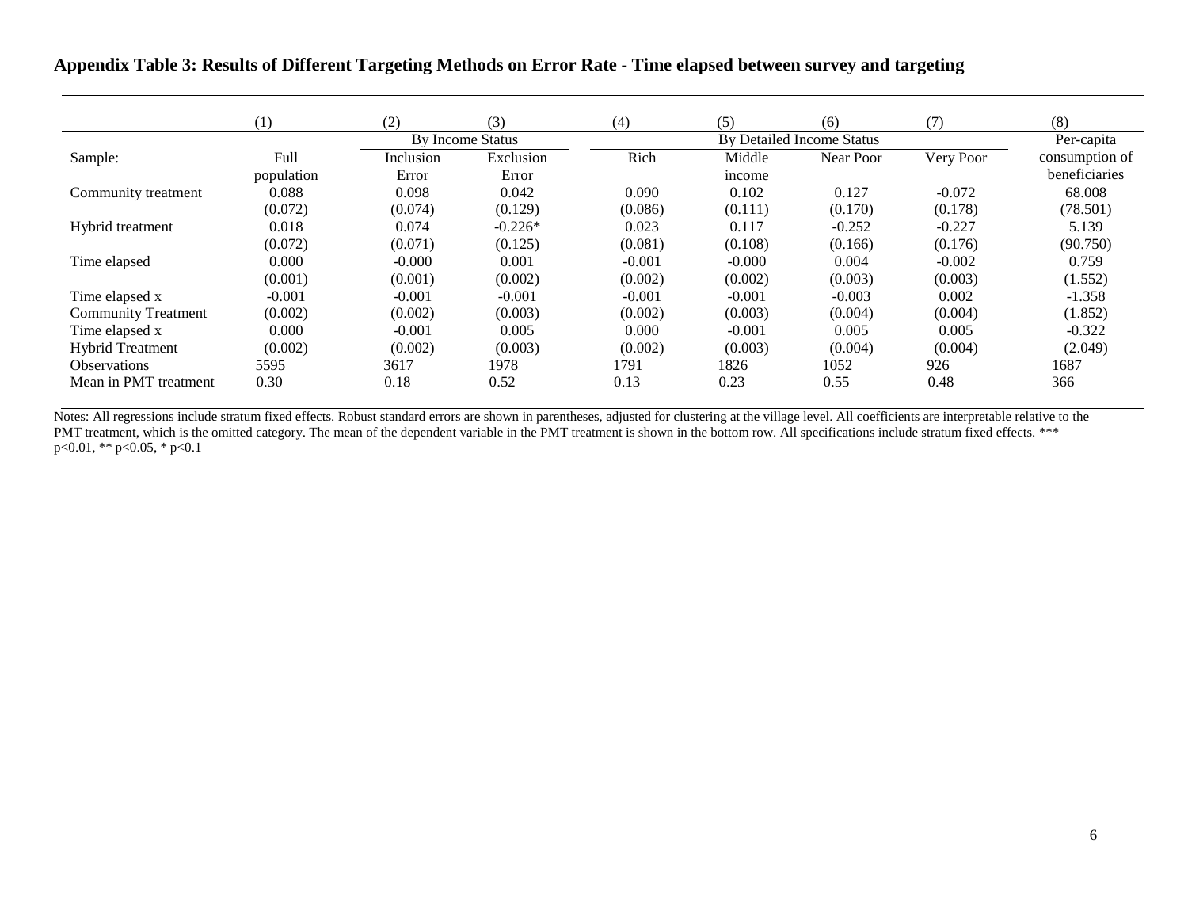**Appendix Table 3: Results of Different Targeting Methods on Error Rate - Time elapsed between survey and targeting**

| | (1) | (2) | (3) | (4) | (5) | (6) | (7) | (8) |
|---|---|---|---|---|---|---|---|---|
| | | By Income Status | | By Detailed Income Status | | | | Per-capita |
| Sample: | Full population | Inclusion Error | Exclusion Error | Rich | Middle income | Near Poor | Very Poor | consumption of beneficiaries |
| Community treatment | 0.088 | 0.098 | 0.042 | 0.090 | 0.102 | 0.127 | -0.072 | 68.008 |
| | (0.072) | (0.074) | (0.129) | (0.086) | (0.111) | (0.170) | (0.178) | (78.501) |
| Hybrid treatment | 0.018 | 0.074 | -0.226* | 0.023 | 0.117 | -0.252 | -0.227 | 5.139 |
| | (0.072) | (0.071) | (0.125) | (0.081) | (0.108) | (0.166) | (0.176) | (90.750) |
| Time elapsed | 0.000 | -0.000 | 0.001 | -0.001 | -0.000 | 0.004 | -0.002 | 0.759 |
| | (0.001) | (0.001) | (0.002) | (0.002) | (0.002) | (0.003) | (0.003) | (1.552) |
| Time elapsed x Community Treatment | -0.001 | -0.001 | -0.001 | -0.001 | -0.001 | -0.003 | 0.002 | -1.358 |
| | (0.002) | (0.002) | (0.003) | (0.002) | (0.003) | (0.004) | (0.004) | (1.852) |
| Time elapsed x Hybrid Treatment | 0.000 | -0.001 | 0.005 | 0.000 | -0.001 | 0.005 | 0.005 | -0.322 |
| | (0.002) | (0.002) | (0.003) | (0.002) | (0.003) | (0.004) | (0.004) | (2.049) |
| Observations | 5595 | 3617 | 1978 | 1791 | 1826 | 1052 | 926 | 1687 |
| Mean in PMT treatment | 0.30 | 0.18 | 0.52 | 0.13 | 0.23 | 0.55 | 0.48 | 366 |

Notes: All regressions include stratum fixed effects. Robust standard errors are shown in parentheses, adjusted for clustering at the village level. All coefficients are interpretable relative to the PMT treatment, which is the omitted category. The mean of the dependent variable in the PMT treatment is shown in the bottom row. All specifications include stratum fixed effects. *** p<0.01, ** p<0.05, * p<0.1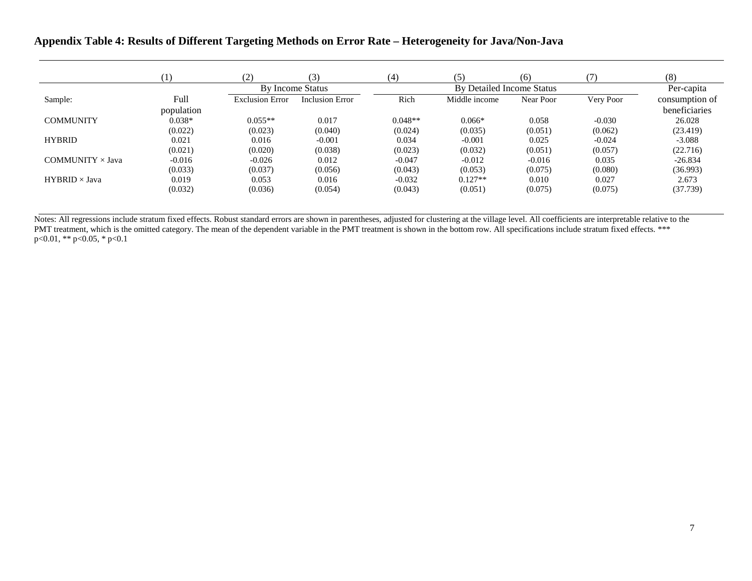## Appendix Table 4: Results of Different Targeting Methods on Error Rate – Heterogeneity for Java/Non-Java

| | (1) | (2) | (3) | (4) | (5) | (6) | (7) | (8) |
|---|---|---|---|---|---|---|---|---|
| | | By Income Status | | By Detailed Income Status | | | | Per-capita |
| Sample: | Full population | Exclusion Error | Inclusion Error | Rich | Middle income | Near Poor | Very Poor | consumption of beneficiaries |
| COMMUNITY | 0.038* | 0.055** | 0.017 | 0.048** | 0.066* | 0.058 | -0.030 | 26.028 |
| | (0.022) | (0.023) | (0.040) | (0.024) | (0.035) | (0.051) | (0.062) | (23.419) |
| HYBRID | 0.021 | 0.016 | -0.001 | 0.034 | -0.001 | 0.025 | -0.024 | -3.088 |
| | (0.021) | (0.020) | (0.038) | (0.023) | (0.032) | (0.051) | (0.057) | (22.716) |
| COMMUNITY × Java | -0.016 | -0.026 | 0.012 | -0.047 | -0.012 | -0.016 | 0.035 | -26.834 |
| | (0.033) | (0.037) | (0.056) | (0.043) | (0.053) | (0.075) | (0.080) | (36.993) |
| HYBRID × Java | 0.019 | 0.053 | 0.016 | -0.032 | 0.127** | 0.010 | 0.027 | 2.673 |
| | (0.032) | (0.036) | (0.054) | (0.043) | (0.051) | (0.075) | (0.075) | (37.739) |

Notes: All regressions include stratum fixed effects. Robust standard errors are shown in parentheses, adjusted for clustering at the village level. All coefficients are interpretable relative to the PMT treatment, which is the omitted category. The mean of the dependent variable in the PMT treatment is shown in the bottom row. All specifications include stratum fixed effects. *** p<0.01, ** p<0.05, * p<0.1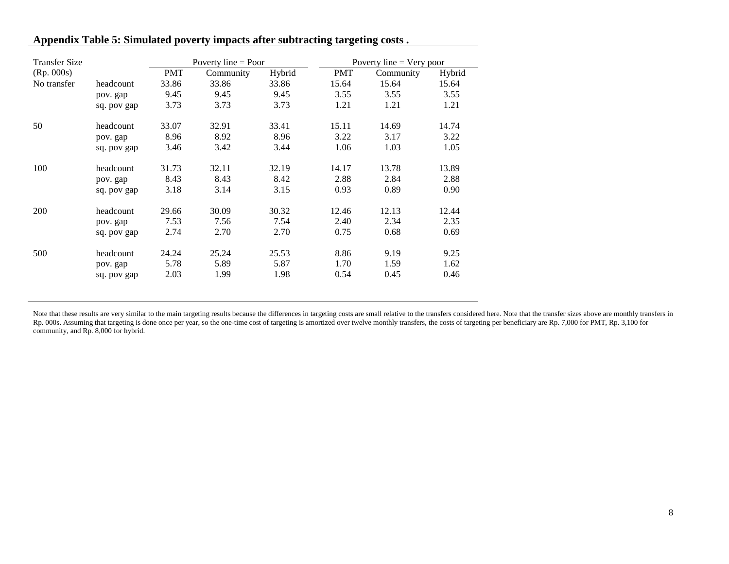**Appendix Table 5: Simulated poverty impacts after subtracting targeting costs .**

| Transfer Size (Rp. 000s) | | Poverty line = Poor | | | Poverty line = Very poor | | |
|---|---|---|---|---|---|---|---|
| | | PMT | Community | Hybrid | PMT | Community | Hybrid |
| No transfer | headcount | 33.86 | 33.86 | 33.86 | 15.64 | 15.64 | 15.64 |
| | pov. gap | 9.45 | 9.45 | 9.45 | 3.55 | 3.55 | 3.55 |
| | sq. pov gap | 3.73 | 3.73 | 3.73 | 1.21 | 1.21 | 1.21 |
| 50 | headcount | 33.07 | 32.91 | 33.41 | 15.11 | 14.69 | 14.74 |
| | pov. gap | 8.96 | 8.92 | 8.96 | 3.22 | 3.17 | 3.22 |
| | sq. pov gap | 3.46 | 3.42 | 3.44 | 1.06 | 1.03 | 1.05 |
| 100 | headcount | 31.73 | 32.11 | 32.19 | 14.17 | 13.78 | 13.89 |
| | pov. gap | 8.43 | 8.43 | 8.42 | 2.88 | 2.84 | 2.88 |
| | sq. pov gap | 3.18 | 3.14 | 3.15 | 0.93 | 0.89 | 0.90 |
| 200 | headcount | 29.66 | 30.09 | 30.32 | 12.46 | 12.13 | 12.44 |
| | pov. gap | 7.53 | 7.56 | 7.54 | 2.40 | 2.34 | 2.35 |
| | sq. pov gap | 2.74 | 2.70 | 2.70 | 0.75 | 0.68 | 0.69 |
| 500 | headcount | 24.24 | 25.24 | 25.53 | 8.86 | 9.19 | 9.25 |
| | pov. gap | 5.78 | 5.89 | 5.87 | 1.70 | 1.59 | 1.62 |
| | sq. pov gap | 2.03 | 1.99 | 1.98 | 0.54 | 0.45 | 0.46 |

Note that these results are very similar to the main targeting results because the differences in targeting costs are small relative to the transfers considered here. Note that the transfer sizes above are monthly transfers in Rp. 000s. Assuming that targeting is done once per year, so the one-time cost of targeting is amortized over twelve monthly transfers, the costs of targeting per beneficiary are Rp. 7,000 for PMT, Rp. 3,100 for community, and Rp. 8,000 for hybrid.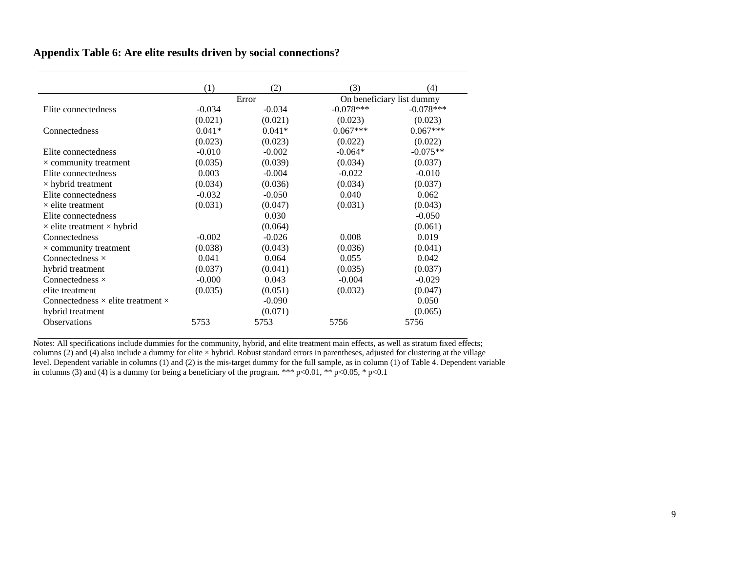**Appendix Table 6: Are elite results driven by social connections?**

| | (1) | (2) | (3) | (4) |
|---|---|---|---|---|
| | Error | | On beneficiary list dummy | |
| Elite connectedness | -0.034 | -0.034 | -0.078*** | -0.078*** |
| | (0.021) | (0.021) | (0.023) | (0.023) |
| Connectedness | 0.041* | 0.041* | 0.067*** | 0.067*** |
| | (0.023) | (0.023) | (0.022) | (0.022) |
| Elite connectedness | -0.010 | -0.002 | -0.064* | -0.075** |
| × community treatment | (0.035) | (0.039) | (0.034) | (0.037) |
| Elite connectedness | 0.003 | -0.004 | -0.022 | -0.010 |
| × hybrid treatment | (0.034) | (0.036) | (0.034) | (0.037) |
| Elite connectedness | -0.032 | -0.050 | 0.040 | 0.062 |
| × elite treatment | (0.031) | (0.047) | (0.031) | (0.043) |
| Elite connectedness | | 0.030 | | -0.050 |
| × elite treatment × hybrid | | (0.064) | | (0.061) |
| Connectedness | -0.002 | -0.026 | 0.008 | 0.019 |
| × community treatment | (0.038) | (0.043) | (0.036) | (0.041) |
| Connectedness × | 0.041 | 0.064 | 0.055 | 0.042 |
| hybrid treatment | (0.037) | (0.041) | (0.035) | (0.037) |
| Connectedness × | -0.000 | 0.043 | -0.004 | -0.029 |
| elite treatment | (0.035) | (0.051) | (0.032) | (0.047) |
| Connectedness × elite treatment × | | -0.090 | | 0.050 |
| hybrid treatment | | (0.071) | | (0.065) |
| Observations | 5753 | 5753 | 5756 | 5756 |

Notes: All specifications include dummies for the community, hybrid, and elite treatment main effects, as well as stratum fixed effects; columns (2) and (4) also include a dummy for elite × hybrid. Robust standard errors in parentheses, adjusted for clustering at the village level. Dependent variable in columns (1) and (2) is the mis-target dummy for the full sample, as in column (1) of Table 4. Dependent variable in columns (3) and (4) is a dummy for being a beneficiary of the program. *** p<0.01, ** p<0.05, * p<0.1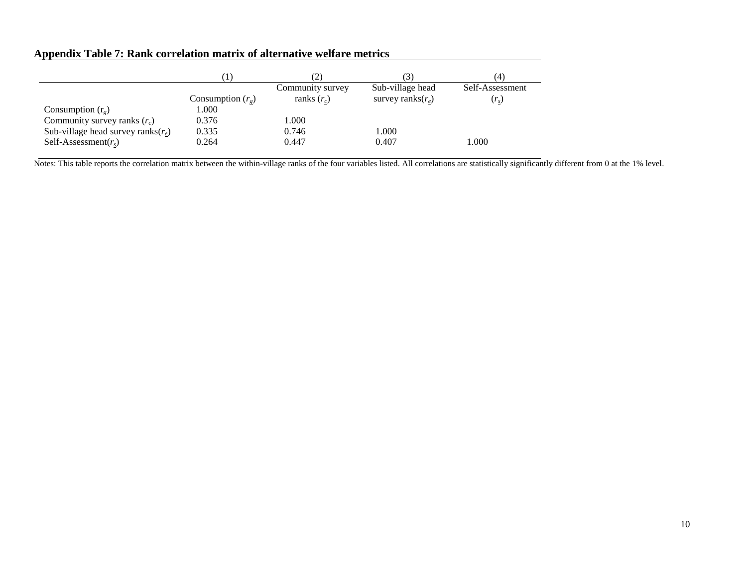**Appendix Table 7: Rank correlation matrix of alternative welfare metrics**

| | (1) | (2) | (3) | (4) |
|---|---|---|---|---|
| | Consumption ($r_g$) | Community survey ranks ($r_c$) | Sub-village head survey ranks($r_e$) | Self-Assessment ($r_s$) |
| Consumption ($r_g$) | 1.000 | | | |
| Community survey ranks ($r_c$) | 0.376 | 1.000 | | |
| Sub-village head survey ranks($r_e$) | 0.335 | 0.746 | 1.000 | |
| Self-Assessment($r_s$) | 0.264 | 0.447 | 0.407 | 1.000 |

Notes: This table reports the correlation matrix between the within-village ranks of the four variables listed. All correlations are statistically significantly different from 0 at the 1% level.